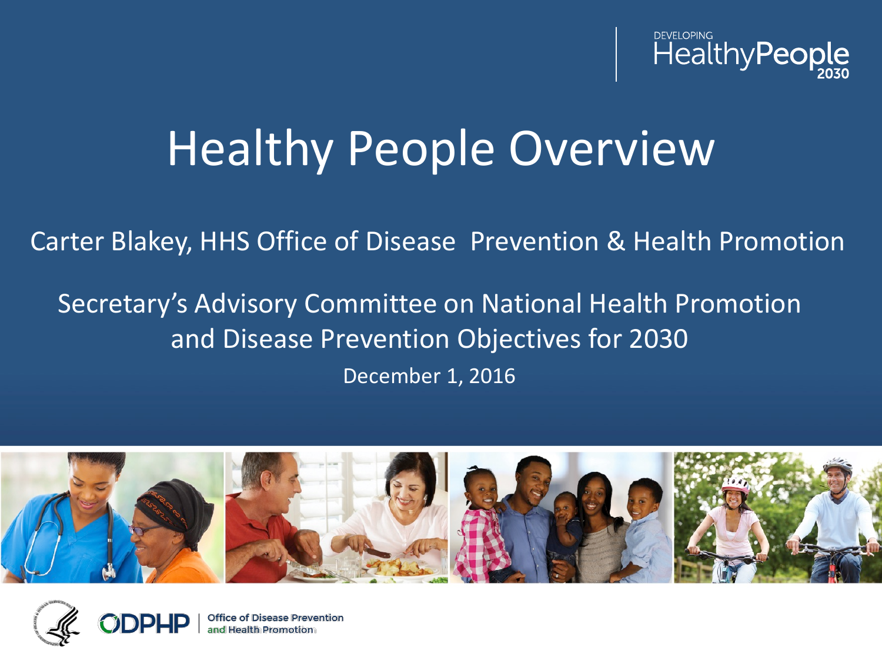DEVELOPING HealthyPeople 2030

# Healthy People Overview

Carter Blakey, HHS Office of Disease Prevention & Health Promotion

Secretary's Advisory Committee on National Health Promotion and Disease Prevention Objectives for 2030

December 1, 2016

ODPHP | Office of Disease Prevention and Health Promotion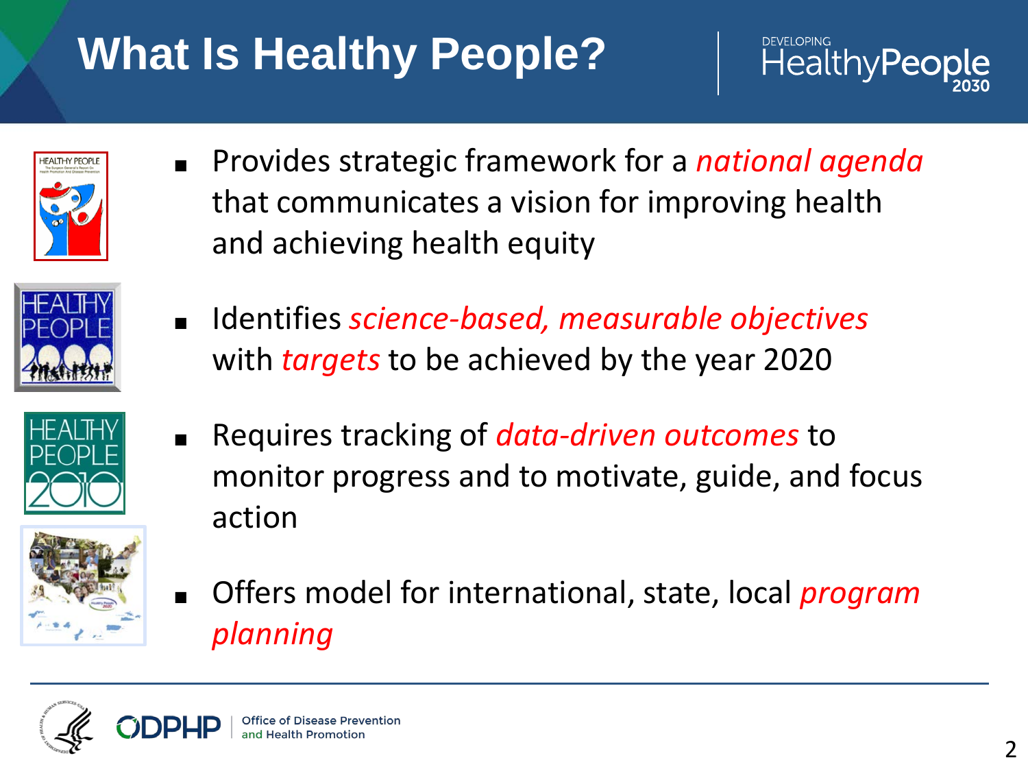# What Is Healthy People?

- Provides strategic framework for a *national agenda* that communicates a vision for improving health and achieving health equity
- Identifies *science-based, measurable objectives* with *targets* to be achieved by the year 2020
- Requires tracking of *data-driven outcomes* to monitor progress and to motivate, guide, and focus action
- Offers model for international, state, local *program planning*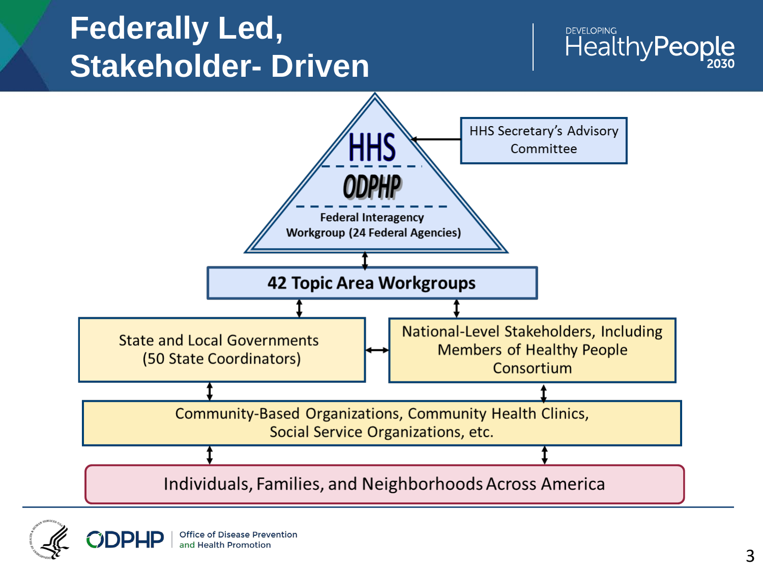# Federally Led, Stakeholder- Driven

DEVELOPING HealthyPeople 2030

- **HHS**
- **ODPHP**
- **Federal Interagency Workgroup (24 Federal Agencies)**

HHS Secretary's Advisory Committee

**42 Topic Area Workgroups**

State and Local Governments (50 State Coordinators)

National-Level Stakeholders, Including Members of Healthy People Consortium

Community-Based Organizations, Community Health Clinics, Social Service Organizations, etc.

Individuals, Families, and Neighborhoods Across America

ODPHP | Office of Disease Prevention and Health Promotion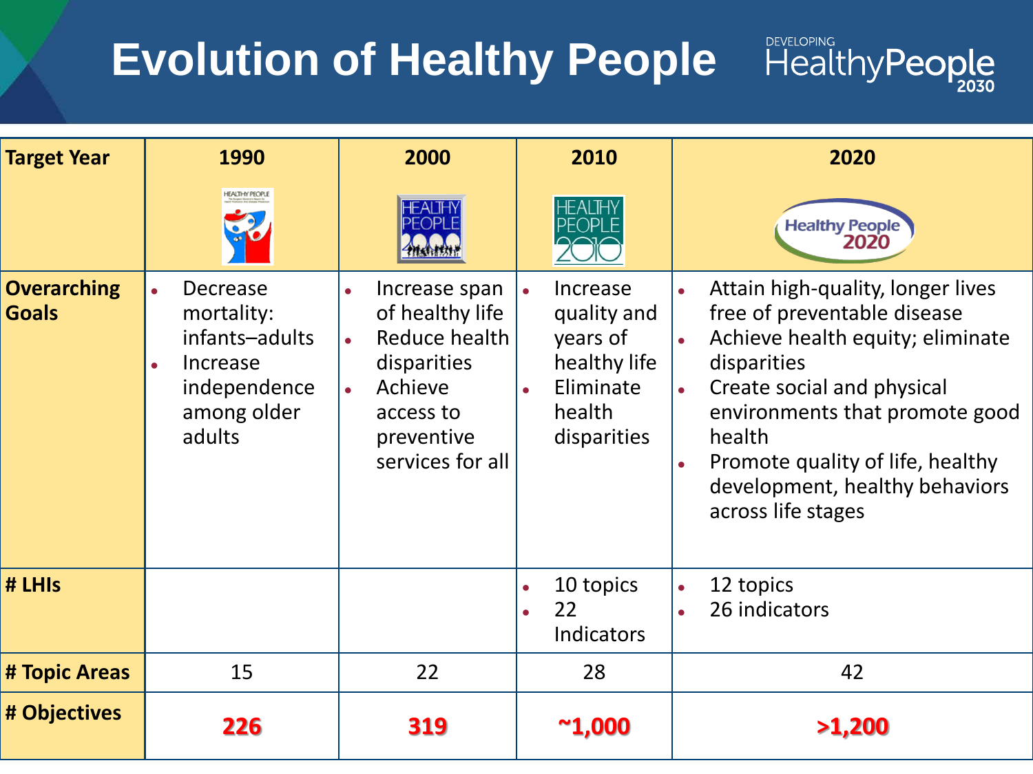# Evolution of Healthy People

DEVELOPING HealthyPeople 2030

| Target Year | 1990 | 2000 | 2010 | 2020 |
|---|---|---|---|---|
| Overarching Goals | • Decrease mortality: infants–adults<br>• Increase independence among older adults | • Increase span of healthy life<br>• Reduce health disparities<br>• Achieve access to preventive services for all | • Increase quality and years of healthy life<br>• Eliminate health disparities | • Attain high-quality, longer lives free of preventable disease<br>• Achieve health equity; eliminate disparities<br>• Create social and physical environments that promote good health<br>• Promote quality of life, healthy development, healthy behaviors across life stages |
| # LHIs | | | • 10 topics<br>• 22 Indicators | • 12 topics<br>• 26 indicators |
| # Topic Areas | 15 | 22 | 28 | 42 |
| # Objectives | **226** | **319** | **~1,000** | **>1,200** |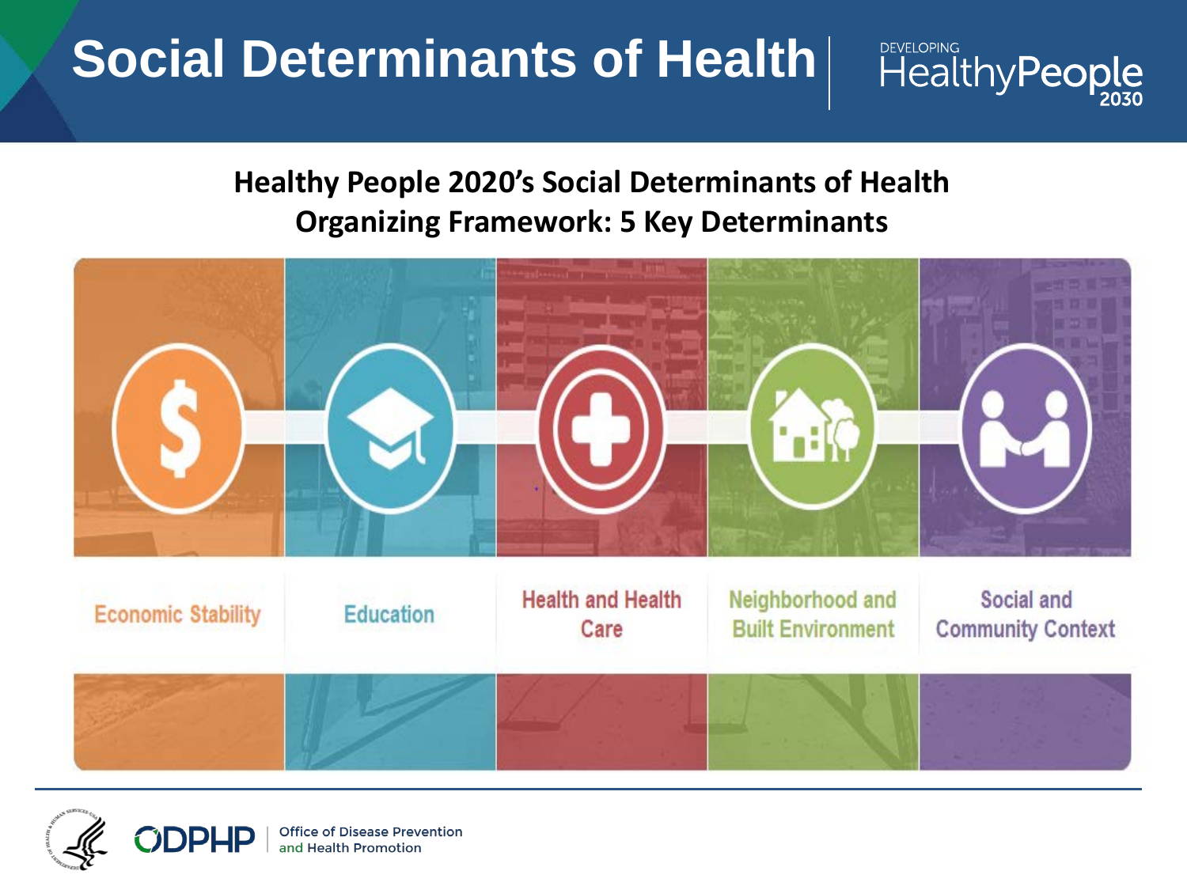# Social Determinants of Health

DEVELOPING HealthyPeople 2030

## Healthy People 2020's Social Determinants of Health Organizing Framework: 5 Key Determinants

- Economic Stability
- Education
- Health and Health Care
- Neighborhood and Built Environment
- Social and Community Context

ODPHP | Office of Disease Prevention and Health Promotion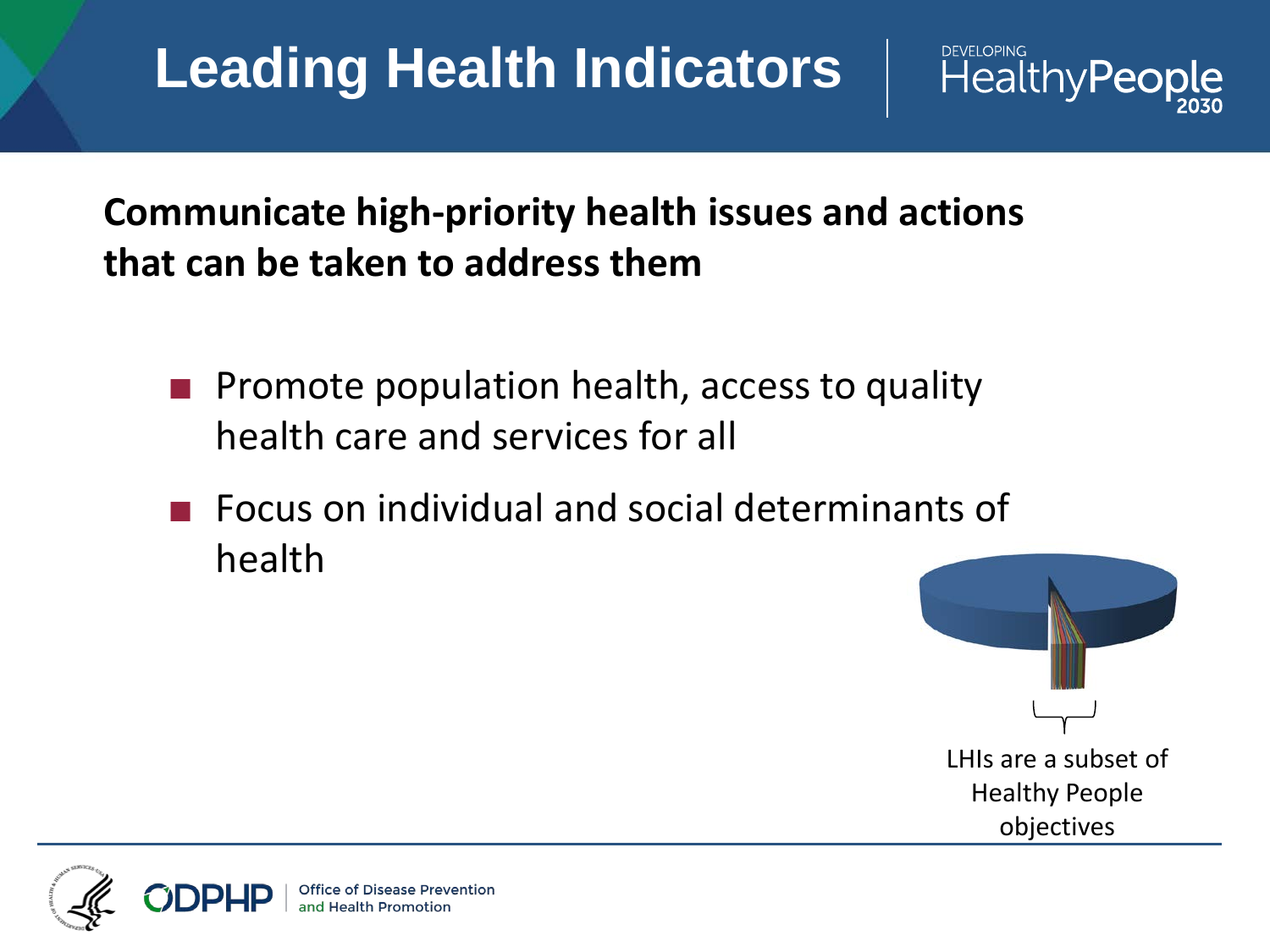# Leading Health Indicators

**Communicate high-priority health issues and actions that can be taken to address them**

- Promote population health, access to quality health care and services for all
- Focus on individual and social determinants of health

LHIs are a subset of Healthy People objectives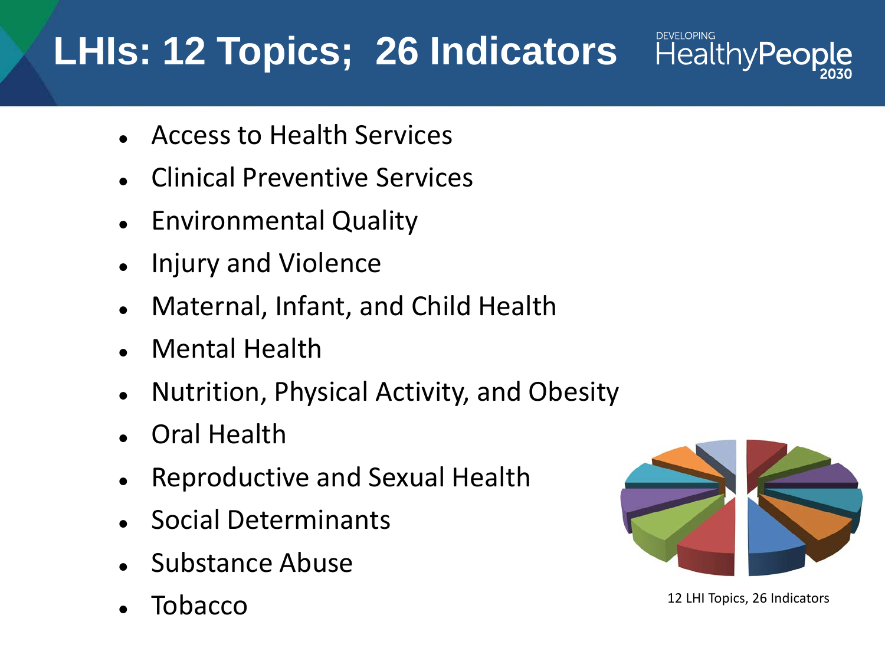# LHIs: 12 Topics; 26 Indicators

DEVELOPING HealthyPeople 2030

- Access to Health Services
- Clinical Preventive Services
- Environmental Quality
- Injury and Violence
- Maternal, Infant, and Child Health
- Mental Health
- Nutrition, Physical Activity, and Obesity
- Oral Health
- Reproductive and Sexual Health
- Social Determinants
- Substance Abuse
- Tobacco

12 LHI Topics, 26 Indicators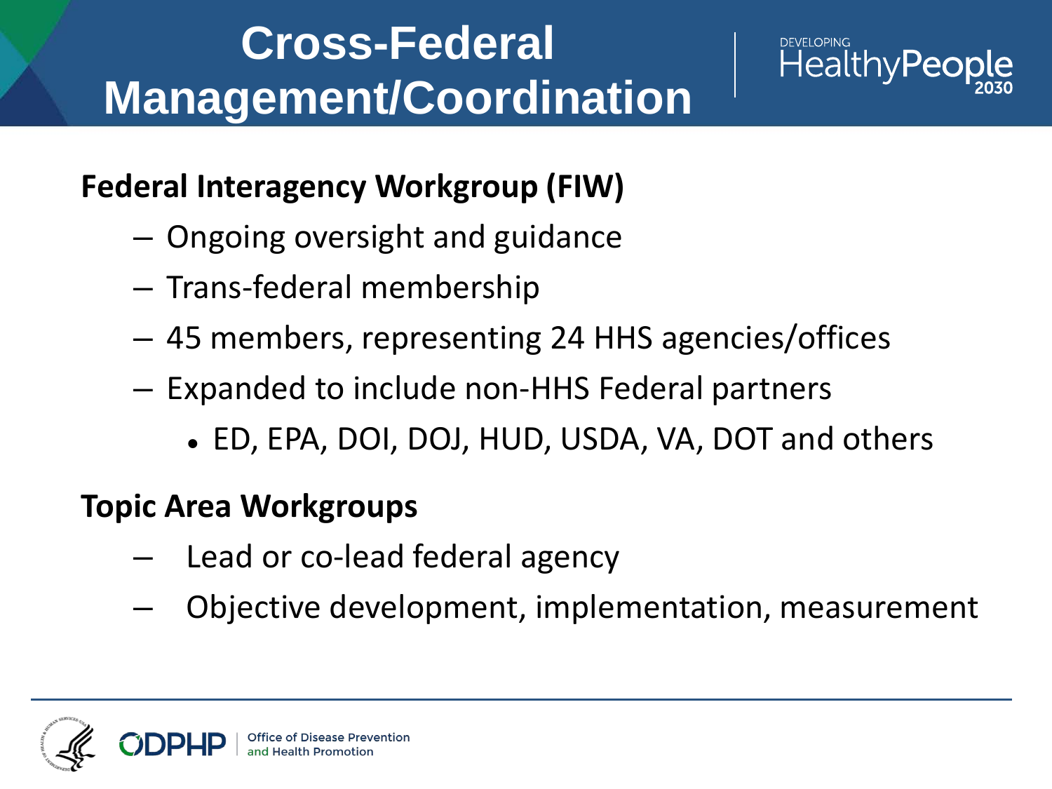# Cross-Federal Management/Coordination

**Federal Interagency Workgroup (FIW)**

- Ongoing oversight and guidance
- Trans-federal membership
- 45 members, representing 24 HHS agencies/offices
- Expanded to include non-HHS Federal partners
  - ED, EPA, DOI, DOJ, HUD, USDA, VA, DOT and others

**Topic Area Workgroups**

- Lead or co-lead federal agency
- Objective development, implementation, measurement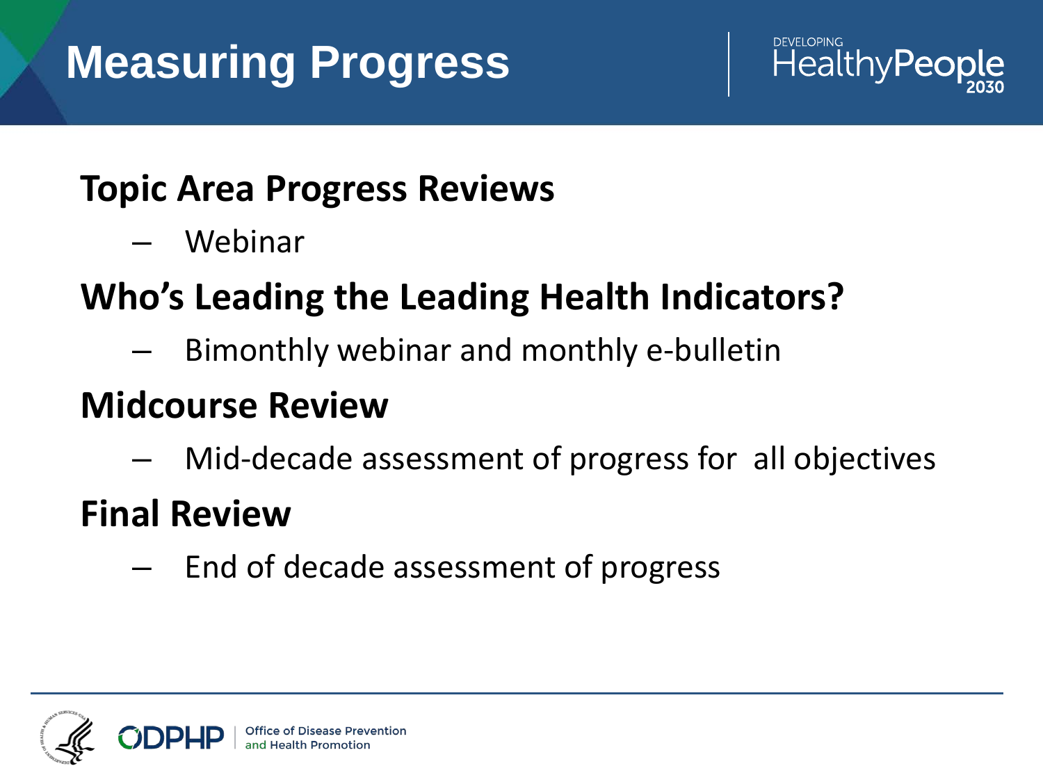# Measuring Progress

**Topic Area Progress Reviews**

- Webinar

**Who's Leading the Leading Health Indicators?**

- Bimonthly webinar and monthly e-bulletin

**Midcourse Review**

- Mid-decade assessment of progress for  all objectives

**Final Review**

- End of decade assessment of progress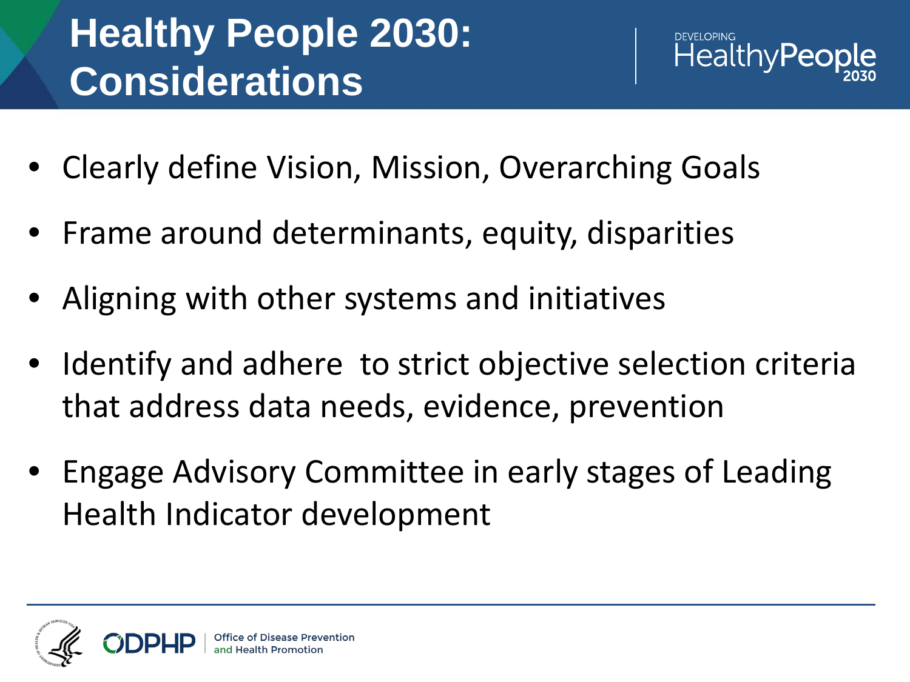# Healthy People 2030: Considerations

- Clearly define Vision, Mission, Overarching Goals
- Frame around determinants, equity, disparities
- Aligning with other systems and initiatives
- Identify and adhere to strict objective selection criteria that address data needs, evidence, prevention
- Engage Advisory Committee in early stages of Leading Health Indicator development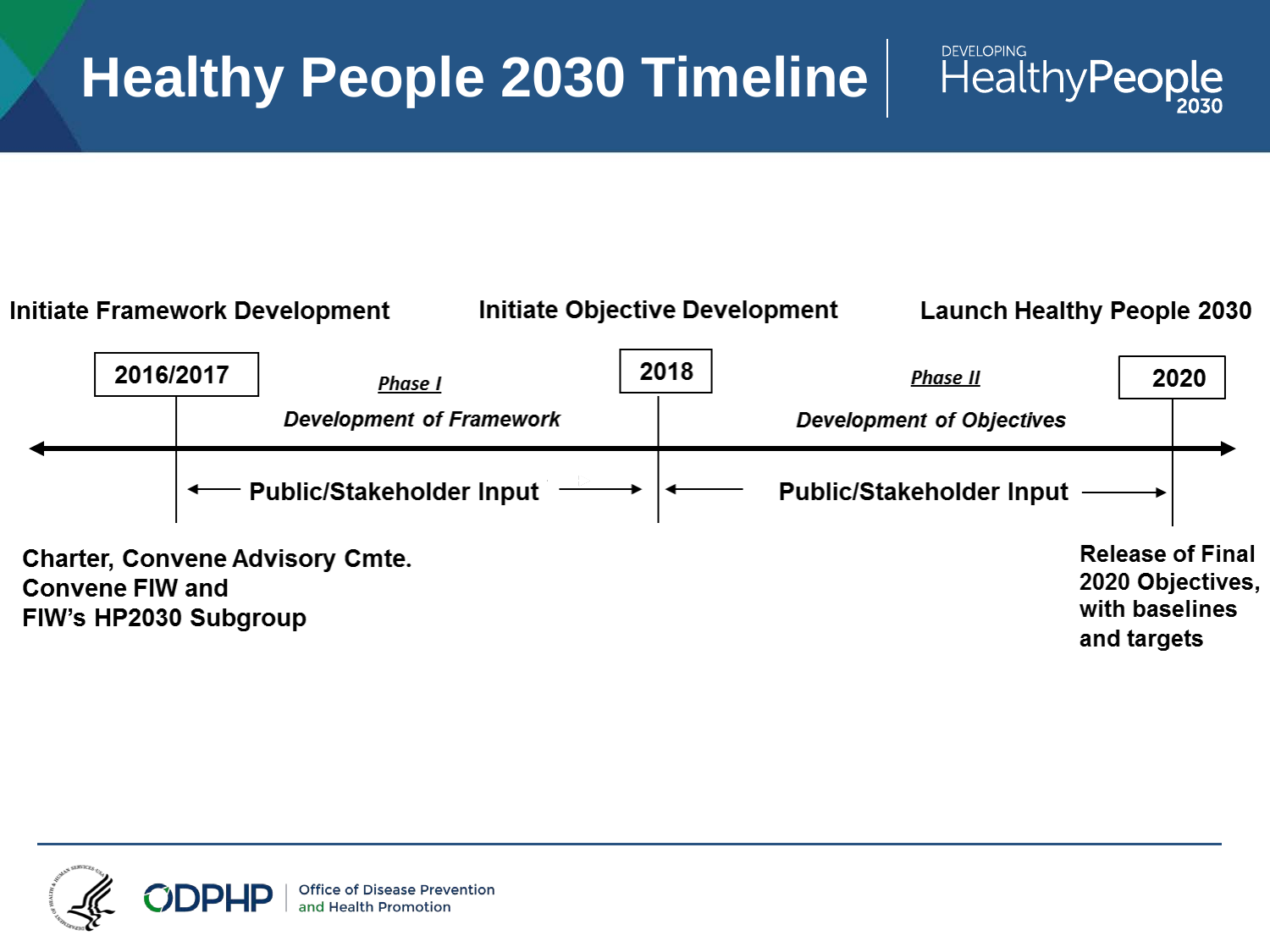# Healthy People 2030 Timeline

DEVELOPING HealthyPeople 2030

Initiate Framework Development

Initiate Objective Development

Launch Healthy People 2030

2016/2017

***Phase I***

*Development of Framework*

2018

***Phase II***

*Development of Objectives*

2020

Public/Stakeholder Input

Public/Stakeholder Input

Charter, Convene Advisory Cmte.
Convene FIW and
FIW's HP2030 Subgroup

Release of Final
2020 Objectives,
with baselines
and targets

ODPHP | Office of Disease Prevention and Health Promotion